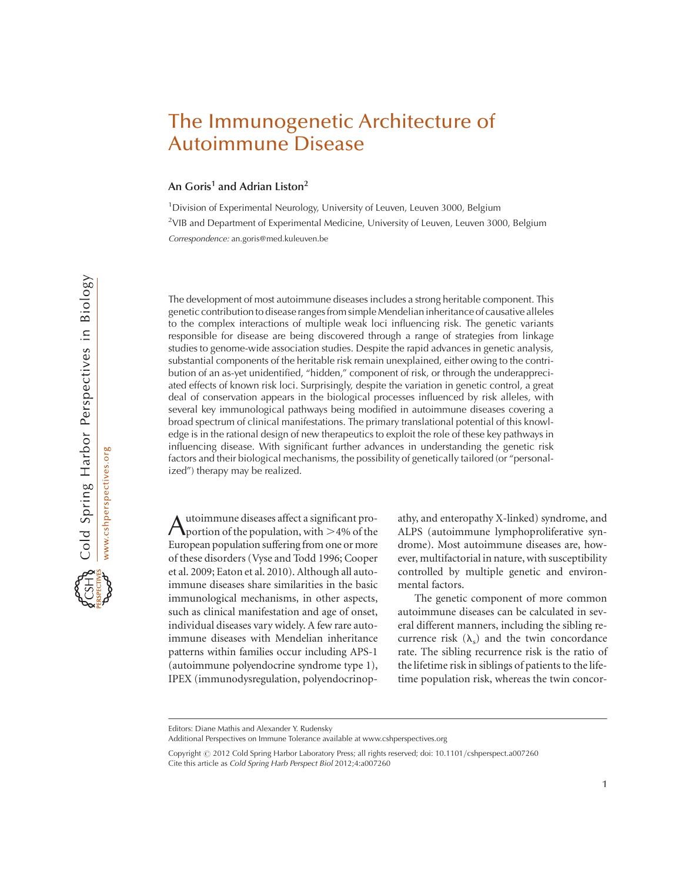# The Immunogenetic Architecture of Autoimmune Disease

**An Goris[1] and Adrian Liston[2]**

[1]Division of Experimental Neurology, University of Leuven, Leuven 3000, Belgium

[2]VIB and Department of Experimental Medicine, University of Leuven, Leuven 3000, Belgium

*Correspondence:* an.goris@med.kuleuven.be

The development of most autoimmune diseases includes a strong heritable component. This genetic contribution to disease ranges from simple Mendelian inheritance of causative alleles to the complex interactions of multiple weak loci influencing risk. The genetic variants responsible for disease are being discovered through a range of strategies from linkage studies to genome-wide association studies. Despite the rapid advances in genetic analysis, substantial components of the heritable risk remain unexplained, either owing to the contribution of an as-yet unidentified, "hidden," component of risk, or through the underappreciated effects of known risk loci. Surprisingly, despite the variation in genetic control, a great deal of conservation appears in the biological processes influenced by risk alleles, with several key immunological pathways being modified in autoimmune diseases covering a broad spectrum of clinical manifestations. The primary translational potential of this knowledge is in the rational design of new therapeutics to exploit the role of these key pathways in influencing disease. With significant further advances in understanding the genetic risk factors and their biological mechanisms, the possibility of genetically tailored (or "personalized") therapy may be realized.

Autoimmune diseases affect a significant proportion of the population, with >4% of the European population suffering from one or more of these disorders (Vyse and Todd 1996; Cooper et al. 2009; Eaton et al. 2010). Although all autoimmune diseases share similarities in the basic immunological mechanisms, in other aspects, such as clinical manifestation and age of onset, individual diseases vary widely. A few rare autoimmune diseases with Mendelian inheritance patterns within families occur including APS-1 (autoimmune polyendocrine syndrome type 1), IPEX (immunodysregulation, polyendocrinopathy, and enteropathy X-linked) syndrome, and ALPS (autoimmune lymphoproliferative syndrome). Most autoimmune diseases are, however, multifactorial in nature, with susceptibility controlled by multiple genetic and environmental factors.

The genetic component of more common autoimmune diseases can be calculated in several different manners, including the sibling recurrence risk ($\lambda_s$) and the twin concordance rate. The sibling recurrence risk is the ratio of the lifetime risk in siblings of patients to the lifetime population risk, whereas the twin concor-

Editors: Diane Mathis and Alexander Y. Rudensky

Additional Perspectives on Immune Tolerance available at www.cshperspectives.org

Copyright © 2012 Cold Spring Harbor Laboratory Press; all rights reserved; doi: 10.1101/cshperspect.a007260

Cite this article as *Cold Spring Harb Perspect Biol* 2012;4:a007260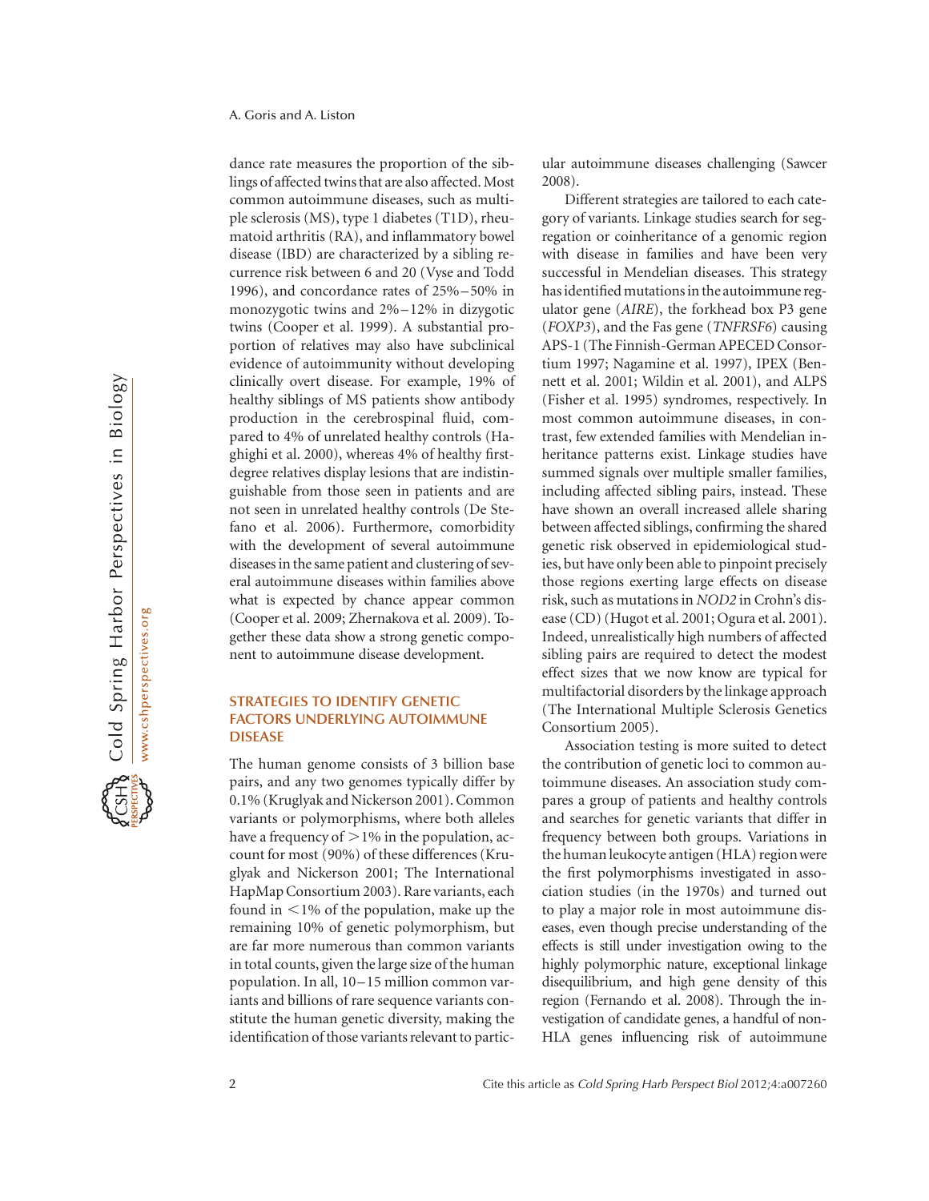dance rate measures the proportion of the siblings of affected twins that are also affected. Most common autoimmune diseases, such as multiple sclerosis (MS), type 1 diabetes (T1D), rheumatoid arthritis (RA), and inflammatory bowel disease (IBD) are characterized by a sibling recurrence risk between 6 and 20 (Vyse and Todd 1996), and concordance rates of 25%–50% in monozygotic twins and 2%–12% in dizygotic twins (Cooper et al. 1999). A substantial proportion of relatives may also have subclinical evidence of autoimmunity without developing clinically overt disease. For example, 19% of healthy siblings of MS patients show antibody production in the cerebrospinal fluid, compared to 4% of unrelated healthy controls (Haghighi et al. 2000), whereas 4% of healthy first-degree relatives display lesions that are indistinguishable from those seen in patients and are not seen in unrelated healthy controls (De Stefano et al. 2006). Furthermore, comorbidity with the development of several autoimmune diseases in the same patient and clustering of several autoimmune diseases within families above what is expected by chance appear common (Cooper et al. 2009; Zhernakova et al. 2009). Together these data show a strong genetic component to autoimmune disease development.

## STRATEGIES TO IDENTIFY GENETIC FACTORS UNDERLYING AUTOIMMUNE DISEASE

The human genome consists of 3 billion base pairs, and any two genomes typically differ by 0.1% (Kruglyak and Nickerson 2001). Common variants or polymorphisms, where both alleles have a frequency of >1% in the population, account for most (90%) of these differences (Kruglyak and Nickerson 2001; The International HapMap Consortium 2003). Rare variants, each found in <1% of the population, make up the remaining 10% of genetic polymorphism, but are far more numerous than common variants in total counts, given the large size of the human population. In all, 10–15 million common variants and billions of rare sequence variants constitute the human genetic diversity, making the identification of those variants relevant to particular autoimmune diseases challenging (Sawcer 2008).

Different strategies are tailored to each category of variants. Linkage studies search for segregation or coinheritance of a genomic region with disease in families and have been very successful in Mendelian diseases. This strategy has identified mutations in the autoimmune regulator gene (*AIRE*), the forkhead box P3 gene (*FOXP3*), and the Fas gene (*TNFRSF6*) causing APS-1 (The Finnish-German APECED Consortium 1997; Nagamine et al. 1997), IPEX (Bennett et al. 2001; Wildin et al. 2001), and ALPS (Fisher et al. 1995) syndromes, respectively. In most common autoimmune diseases, in contrast, few extended families with Mendelian inheritance patterns exist. Linkage studies have summed signals over multiple smaller families, including affected sibling pairs, instead. These have shown an overall increased allele sharing between affected siblings, confirming the shared genetic risk observed in epidemiological studies, but have only been able to pinpoint precisely those regions exerting large effects on disease risk, such as mutations in *NOD2* in Crohn's disease (CD) (Hugot et al. 2001; Ogura et al. 2001). Indeed, unrealistically high numbers of affected sibling pairs are required to detect the modest effect sizes that we now know are typical for multifactorial disorders by the linkage approach (The International Multiple Sclerosis Genetics Consortium 2005).

Association testing is more suited to detect the contribution of genetic loci to common autoimmune diseases. An association study compares a group of patients and healthy controls and searches for genetic variants that differ in frequency between both groups. Variations in the human leukocyte antigen (HLA) region were the first polymorphisms investigated in association studies (in the 1970s) and turned out to play a major role in most autoimmune diseases, even though precise understanding of the effects is still under investigation owing to the highly polymorphic nature, exceptional linkage disequilibrium, and high gene density of this region (Fernando et al. 2008). Through the investigation of candidate genes, a handful of non-HLA genes influencing risk of autoimmune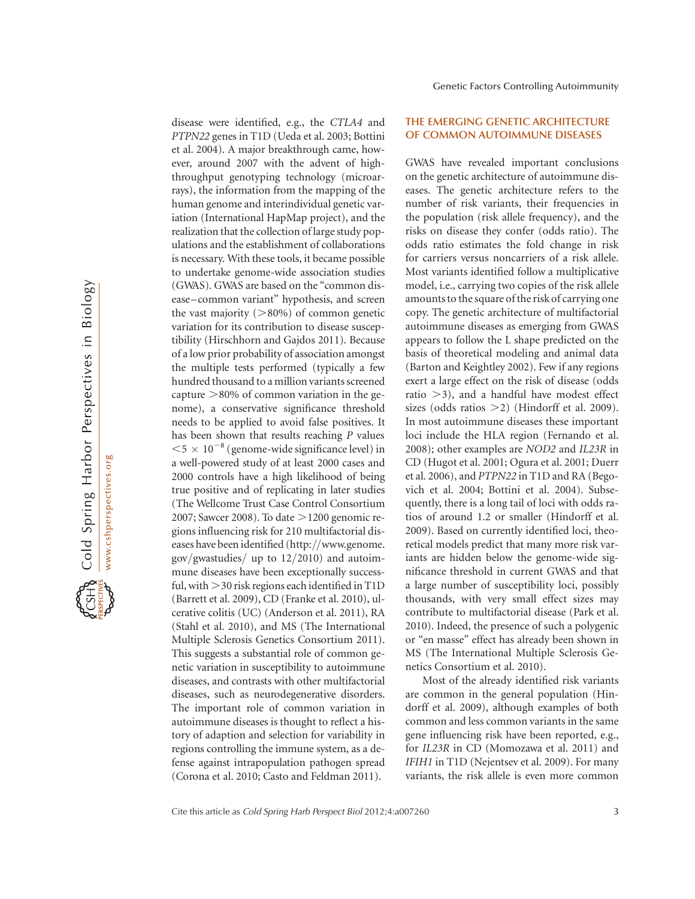disease were identified, e.g., the *CTLA4* and *PTPN22* genes in T1D (Ueda et al. 2003; Bottini et al. 2004). A major breakthrough came, however, around 2007 with the advent of high-throughput genotyping technology (microarrays), the information from the mapping of the human genome and interindividual genetic variation (International HapMap project), and the realization that the collection of large study populations and the establishment of collaborations is necessary. With these tools, it became possible to undertake genome-wide association studies (GWAS). GWAS are based on the "common disease–common variant" hypothesis, and screen the vast majority (>80%) of common genetic variation for its contribution to disease susceptibility (Hirschhorn and Gajdos 2011). Because of a low prior probability of association amongst the multiple tests performed (typically a few hundred thousand to a million variants screened capture >80% of common variation in the genome), a conservative significance threshold needs to be applied to avoid false positives. It has been shown that results reaching *P* values $<5 \times 10^{-8}$ (genome-wide significance level) in a well-powered study of at least 2000 cases and 2000 controls have a high likelihood of being true positive and of replicating in later studies (The Wellcome Trust Case Control Consortium 2007; Sawcer 2008). To date >1200 genomic regions influencing risk for 210 multifactorial diseases have been identified (http://www.genome.gov/gwastudies/ up to 12/2010) and autoimmune diseases have been exceptionally successful, with >30 risk regions each identified in T1D (Barrett et al. 2009), CD (Franke et al. 2010), ulcerative colitis (UC) (Anderson et al. 2011), RA (Stahl et al. 2010), and MS (The International Multiple Sclerosis Genetics Consortium 2011). This suggests a substantial role of common genetic variation in susceptibility to autoimmune diseases, and contrasts with other multifactorial diseases, such as neurodegenerative disorders. The important role of common variation in autoimmune diseases is thought to reflect a history of adaption and selection for variability in regions controlling the immune system, as a defense against intrapopulation pathogen spread (Corona et al. 2010; Casto and Feldman 2011).

## THE EMERGING GENETIC ARCHITECTURE OF COMMON AUTOIMMUNE DISEASES

GWAS have revealed important conclusions on the genetic architecture of autoimmune diseases. The genetic architecture refers to the number of risk variants, their frequencies in the population (risk allele frequency), and the risks on disease they confer (odds ratio). The odds ratio estimates the fold change in risk for carriers versus noncarriers of a risk allele. Most variants identified follow a multiplicative model, i.e., carrying two copies of the risk allele amounts to the square of the risk of carrying one copy. The genetic architecture of multifactorial autoimmune diseases as emerging from GWAS appears to follow the L shape predicted on the basis of theoretical modeling and animal data (Barton and Keightley 2002). Few if any regions exert a large effect on the risk of disease (odds ratio >3), and a handful have modest effect sizes (odds ratios >2) (Hindorff et al. 2009). In most autoimmune diseases these important loci include the HLA region (Fernando et al. 2008); other examples are *NOD2* and *IL23R* in CD (Hugot et al. 2001; Ogura et al. 2001; Duerr et al. 2006), and *PTPN22* in T1D and RA (Begovich et al. 2004; Bottini et al. 2004). Subsequently, there is a long tail of loci with odds ratios of around 1.2 or smaller (Hindorff et al. 2009). Based on currently identified loci, theoretical models predict that many more risk variants are hidden below the genome-wide significance threshold in current GWAS and that a large number of susceptibility loci, possibly thousands, with very small effect sizes may contribute to multifactorial disease (Park et al. 2010). Indeed, the presence of such a polygenic or "en masse" effect has already been shown in MS (The International Multiple Sclerosis Genetics Consortium et al. 2010).

Most of the already identified risk variants are common in the general population (Hindorff et al. 2009), although examples of both common and less common variants in the same gene influencing risk have been reported, e.g., for *IL23R* in CD (Momozawa et al. 2011) and *IFIH1* in T1D (Nejentsev et al. 2009). For many variants, the risk allele is even more common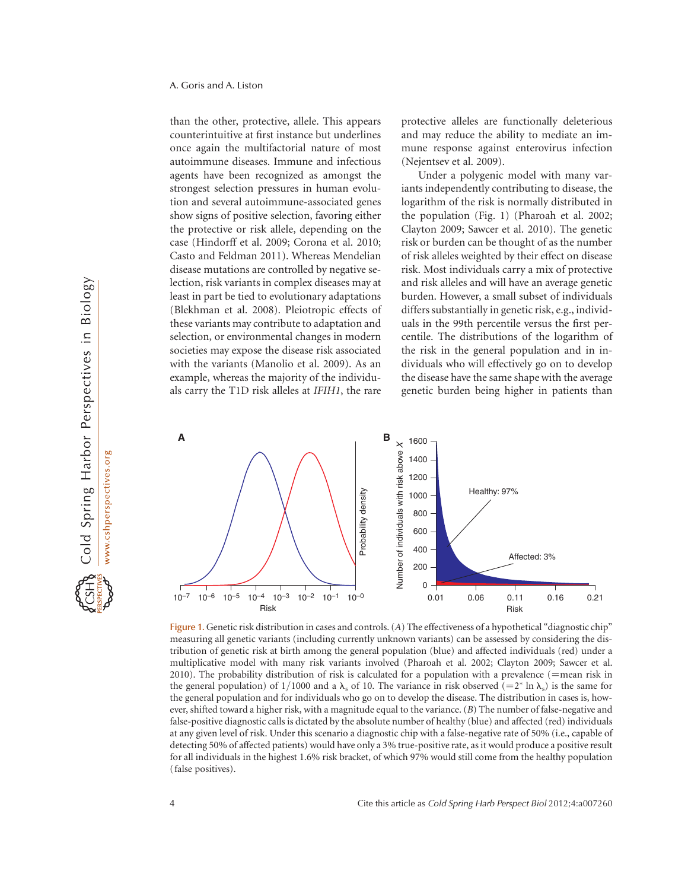than the other, protective, allele. This appears counterintuitive at first instance but underlines once again the multifactorial nature of most autoimmune diseases. Immune and infectious agents have been recognized as amongst the strongest selection pressures in human evolution and several autoimmune-associated genes show signs of positive selection, favoring either the protective or risk allele, depending on the case (Hindorff et al. 2009; Corona et al. 2010; Casto and Feldman 2011). Whereas Mendelian disease mutations are controlled by negative selection, risk variants in complex diseases may at least in part be tied to evolutionary adaptations (Blekhman et al. 2008). Pleiotropic effects of these variants may contribute to adaptation and selection, or environmental changes in modern societies may expose the disease risk associated with the variants (Manolio et al. 2009). As an example, whereas the majority of the individuals carry the T1D risk alleles at *IFIH1*, the rare protective alleles are functionally deleterious and may reduce the ability to mediate an immune response against enterovirus infection (Nejentsev et al. 2009).

Under a polygenic model with many variants independently contributing to disease, the logarithm of the risk is normally distributed in the population (Fig. 1) (Pharoah et al. 2002; Clayton 2009; Sawcer et al. 2010). The genetic risk or burden can be thought of as the number of risk alleles weighted by their effect on disease risk. Most individuals carry a mix of protective and risk alleles and will have an average genetic burden. However, a small subset of individuals differs substantially in genetic risk, e.g., individuals in the 99th percentile versus the first percentile. The distributions of the logarithm of the risk in the general population and in individuals who will effectively go on to develop the disease have the same shape with the average genetic burden being higher in patients than

Figure 1. Genetic risk distribution in cases and controls. (*A*) The effectiveness of a hypothetical "diagnostic chip" measuring all genetic variants (including currently unknown variants) can be assessed by considering the distribution of genetic risk at birth among the general population (blue) and affected individuals (red) under a multiplicative model with many risk variants involved (Pharoah et al. 2002; Clayton 2009; Sawcer et al. 2010). The probability distribution of risk is calculated for a population with a prevalence (=mean risk in the general population) of 1/1000 and a $\lambda_s$ of 10. The variance in risk observed ($=2^* \ln \lambda_s$) is the same for the general population and for individuals who go on to develop the disease. The distribution in cases is, however, shifted toward a higher risk, with a magnitude equal to the variance. (*B*) The number of false-negative and false-positive diagnostic calls is dictated by the absolute number of healthy (blue) and affected (red) individuals at any given level of risk. Under this scenario a diagnostic chip with a false-negative rate of 50% (i.e., capable of detecting 50% of affected patients) would have only a 3% true-positive rate, as it would produce a positive result for all individuals in the highest 1.6% risk bracket, of which 97% would still come from the healthy population (false positives).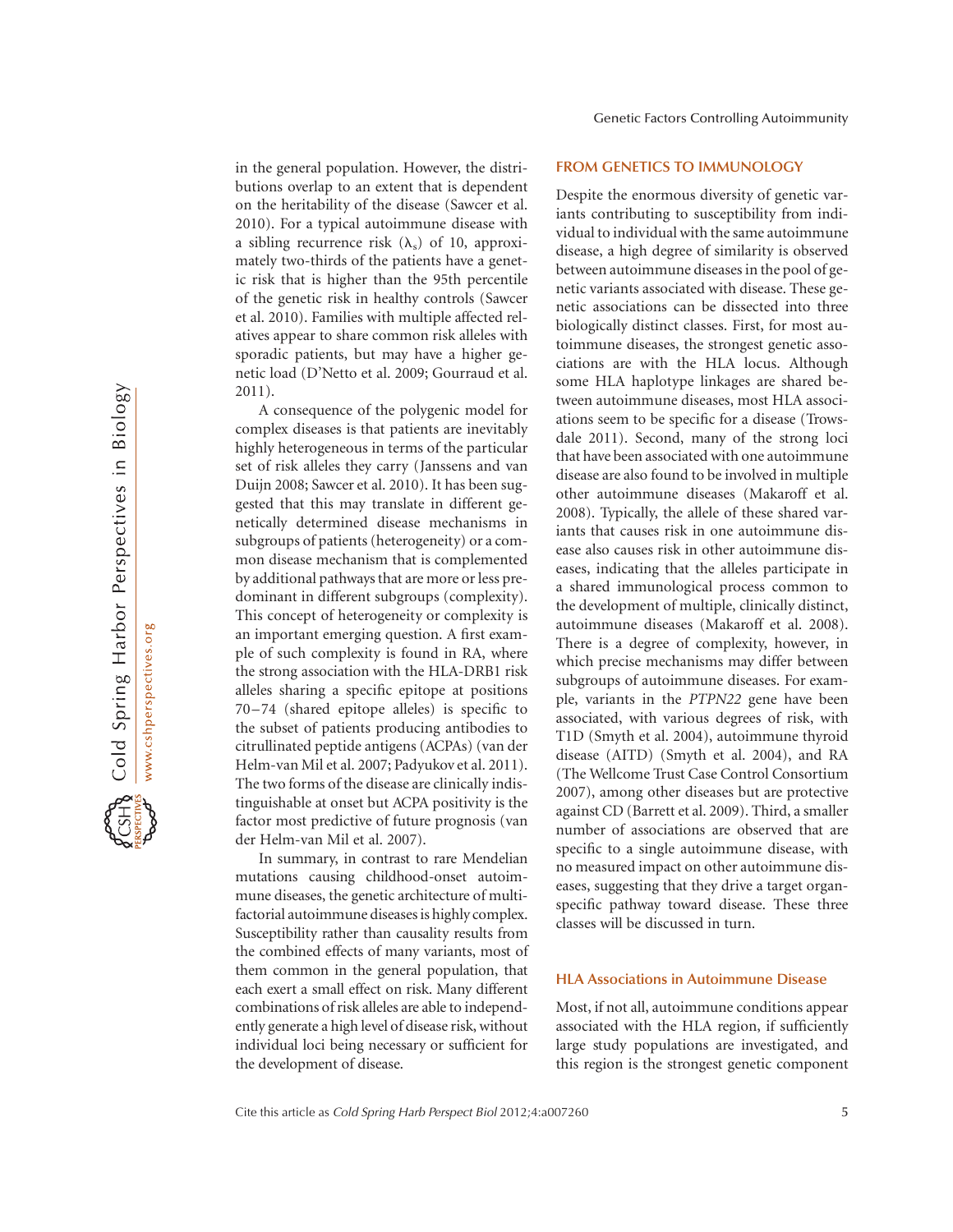in the general population. However, the distributions overlap to an extent that is dependent on the heritability of the disease (Sawcer et al. 2010). For a typical autoimmune disease with a sibling recurrence risk ($\lambda_s$) of 10, approximately two-thirds of the patients have a genetic risk that is higher than the 95th percentile of the genetic risk in healthy controls (Sawcer et al. 2010). Families with multiple affected relatives appear to share common risk alleles with sporadic patients, but may have a higher genetic load (D'Netto et al. 2009; Gourraud et al. 2011).

A consequence of the polygenic model for complex diseases is that patients are inevitably highly heterogeneous in terms of the particular set of risk alleles they carry (Janssens and van Duijn 2008; Sawcer et al. 2010). It has been suggested that this may translate in different genetically determined disease mechanisms in subgroups of patients (heterogeneity) or a common disease mechanism that is complemented by additional pathways that are more or less predominant in different subgroups (complexity). This concept of heterogeneity or complexity is an important emerging question. A first example of such complexity is found in RA, where the strong association with the HLA-DRB1 risk alleles sharing a specific epitope at positions 70–74 (shared epitope alleles) is specific to the subset of patients producing antibodies to citrullinated peptide antigens (ACPAs) (van der Helm-van Mil et al. 2007; Padyukov et al. 2011). The two forms of the disease are clinically indistinguishable at onset but ACPA positivity is the factor most predictive of future prognosis (van der Helm-van Mil et al. 2007).

In summary, in contrast to rare Mendelian mutations causing childhood-onset autoimmune diseases, the genetic architecture of multifactorial autoimmune diseases is highly complex. Susceptibility rather than causality results from the combined effects of many variants, most of them common in the general population, that each exert a small effect on risk. Many different combinations of risk alleles are able to independently generate a high level of disease risk, without individual loci being necessary or sufficient for the development of disease.

## FROM GENETICS TO IMMUNOLOGY

Despite the enormous diversity of genetic variants contributing to susceptibility from individual to individual with the same autoimmune disease, a high degree of similarity is observed between autoimmune diseases in the pool of genetic variants associated with disease. These genetic associations can be dissected into three biologically distinct classes. First, for most autoimmune diseases, the strongest genetic associations are with the HLA locus. Although some HLA haplotype linkages are shared between autoimmune diseases, most HLA associations seem to be specific for a disease (Trowsdale 2011). Second, many of the strong loci that have been associated with one autoimmune disease are also found to be involved in multiple other autoimmune diseases (Makaroff et al. 2008). Typically, the allele of these shared variants that causes risk in one autoimmune disease also causes risk in other autoimmune diseases, indicating that the alleles participate in a shared immunological process common to the development of multiple, clinically distinct, autoimmune diseases (Makaroff et al. 2008). There is a degree of complexity, however, in which precise mechanisms may differ between subgroups of autoimmune diseases. For example, variants in the *PTPN22* gene have been associated, with various degrees of risk, with T1D (Smyth et al. 2004), autoimmune thyroid disease (AITD) (Smyth et al. 2004), and RA (The Wellcome Trust Case Control Consortium 2007), among other diseases but are protective against CD (Barrett et al. 2009). Third, a smaller number of associations are observed that are specific to a single autoimmune disease, with no measured impact on other autoimmune diseases, suggesting that they drive a target organ-specific pathway toward disease. These three classes will be discussed in turn.

### HLA Associations in Autoimmune Disease

Most, if not all, autoimmune conditions appear associated with the HLA region, if sufficiently large study populations are investigated, and this region is the strongest genetic component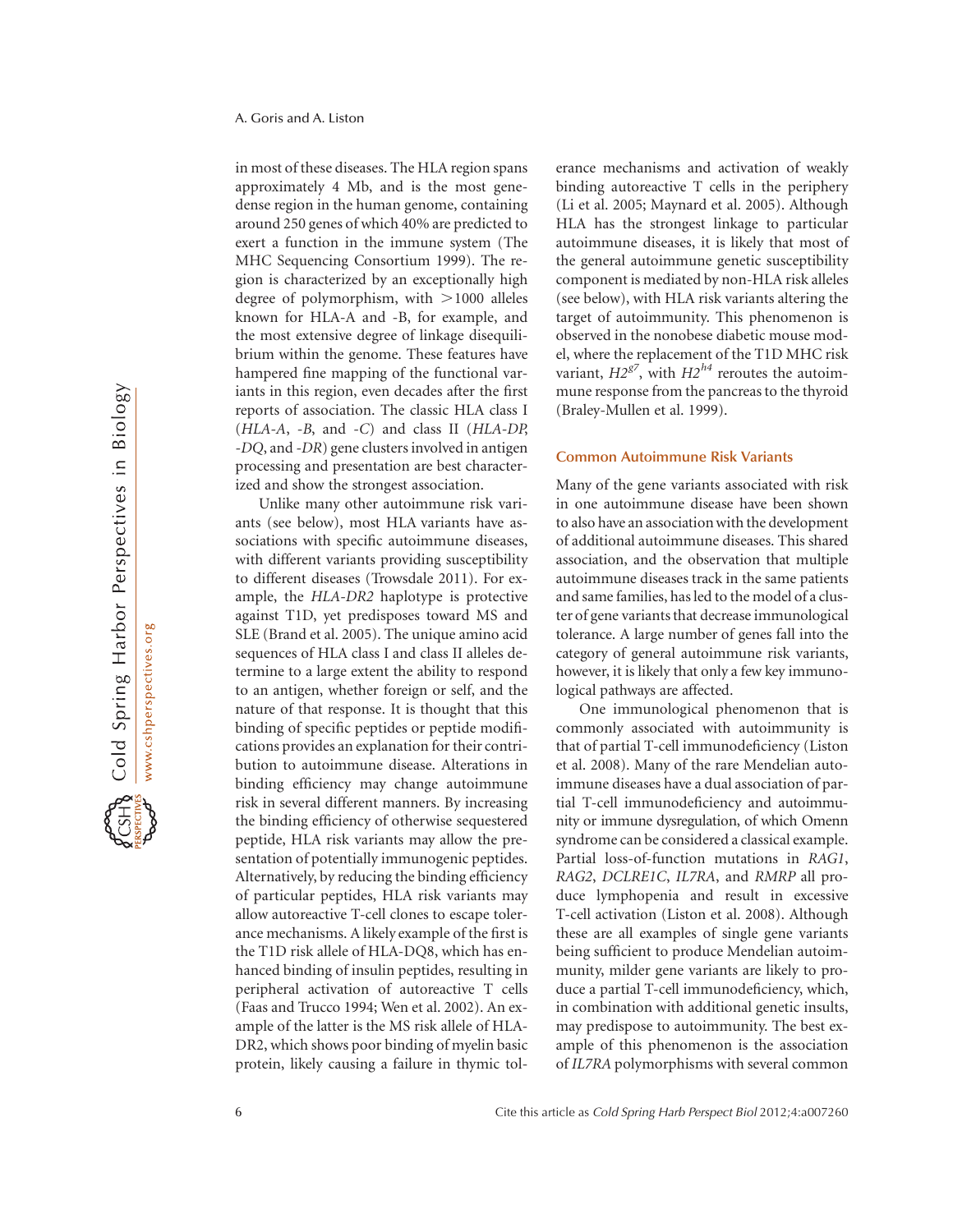in most of these diseases. The HLA region spans approximately 4 Mb, and is the most gene-dense region in the human genome, containing around 250 genes of which 40% are predicted to exert a function in the immune system (The MHC Sequencing Consortium 1999). The region is characterized by an exceptionally high degree of polymorphism, with >1000 alleles known for HLA-A and -B, for example, and the most extensive degree of linkage disequilibrium within the genome. These features have hampered fine mapping of the functional variants in this region, even decades after the first reports of association. The classic HLA class I (*HLA-A*, *-B*, and *-C*) and class II (*HLA-DP*, *-DQ*, and *-DR*) gene clusters involved in antigen processing and presentation are best characterized and show the strongest association.

Unlike many other autoimmune risk variants (see below), most HLA variants have associations with specific autoimmune diseases, with different variants providing susceptibility to different diseases (Trowsdale 2011). For example, the *HLA-DR2* haplotype is protective against T1D, yet predisposes toward MS and SLE (Brand et al. 2005). The unique amino acid sequences of HLA class I and class II alleles determine to a large extent the ability to respond to an antigen, whether foreign or self, and the nature of that response. It is thought that this binding of specific peptides or peptide modifications provides an explanation for their contribution to autoimmune disease. Alterations in binding efficiency may change autoimmune risk in several different manners. By increasing the binding efficiency of otherwise sequestered peptide, HLA risk variants may allow the presentation of potentially immunogenic peptides. Alternatively, by reducing the binding efficiency of particular peptides, HLA risk variants may allow autoreactive T-cell clones to escape tolerance mechanisms. A likely example of the first is the T1D risk allele of HLA-DQ8, which has enhanced binding of insulin peptides, resulting in peripheral activation of autoreactive T cells (Faas and Trucco 1994; Wen et al. 2002). An example of the latter is the MS risk allele of HLA-DR2, which shows poor binding of myelin basic protein, likely causing a failure in thymic tolerance mechanisms and activation of weakly binding autoreactive T cells in the periphery (Li et al. 2005; Maynard et al. 2005). Although HLA has the strongest linkage to particular autoimmune diseases, it is likely that most of the general autoimmune genetic susceptibility component is mediated by non-HLA risk alleles (see below), with HLA risk variants altering the target of autoimmunity. This phenomenon is observed in the nonobese diabetic mouse model, where the replacement of the T1D MHC risk variant, $H2^{g7}$, with $H2^{h4}$ reroutes the autoimmune response from the pancreas to the thyroid (Braley-Mullen et al. 1999).

## Common Autoimmune Risk Variants

Many of the gene variants associated with risk in one autoimmune disease have been shown to also have an association with the development of additional autoimmune diseases. This shared association, and the observation that multiple autoimmune diseases track in the same patients and same families, has led to the model of a cluster of gene variants that decrease immunological tolerance. A large number of genes fall into the category of general autoimmune risk variants, however, it is likely that only a few key immunological pathways are affected.

One immunological phenomenon that is commonly associated with autoimmunity is that of partial T-cell immunodeficiency (Liston et al. 2008). Many of the rare Mendelian autoimmune diseases have a dual association of partial T-cell immunodeficiency and autoimmunity or immune dysregulation, of which Omenn syndrome can be considered a classical example. Partial loss-of-function mutations in *RAG1*, *RAG2*, *DCLRE1C*, *IL7RA*, and *RMRP* all produce lymphopenia and result in excessive T-cell activation (Liston et al. 2008). Although these are all examples of single gene variants being sufficient to produce Mendelian autoimmunity, milder gene variants are likely to produce a partial T-cell immunodeficiency, which, in combination with additional genetic insults, may predispose to autoimmunity. The best example of this phenomenon is the association of *IL7RA* polymorphisms with several common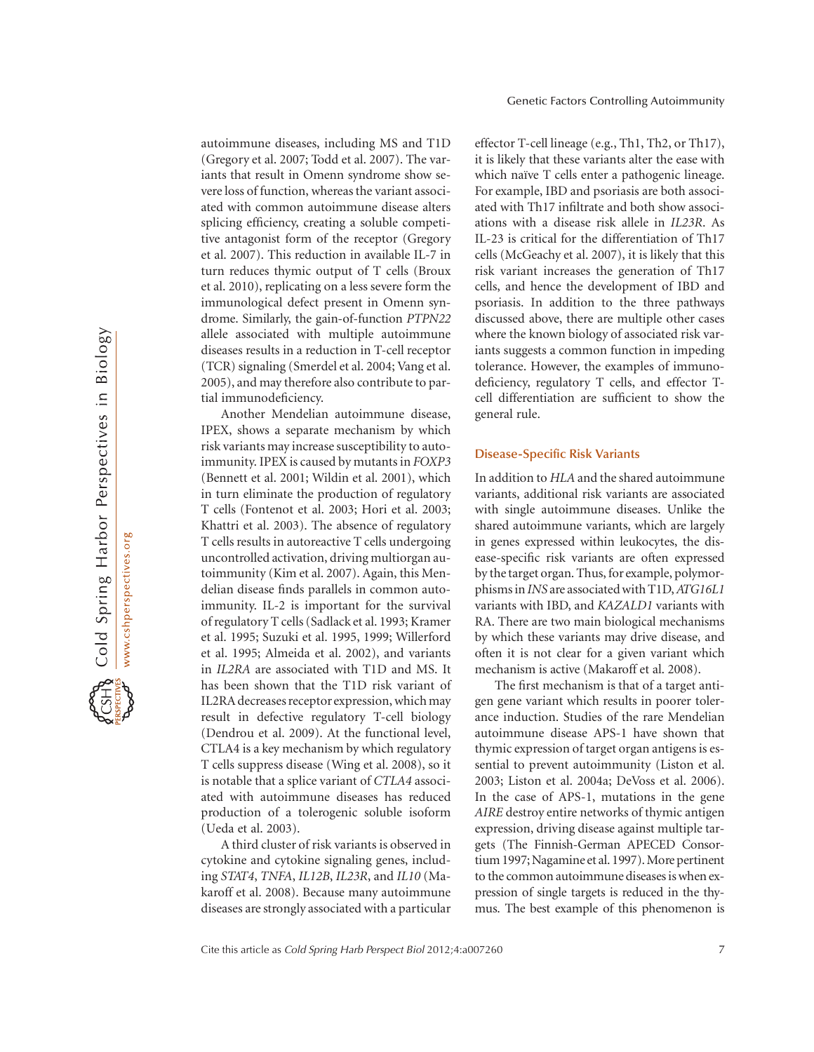autoimmune diseases, including MS and T1D (Gregory et al. 2007; Todd et al. 2007). The variants that result in Omenn syndrome show severe loss of function, whereas the variant associated with common autoimmune disease alters splicing efficiency, creating a soluble competitive antagonist form of the receptor (Gregory et al. 2007). This reduction in available IL-7 in turn reduces thymic output of T cells (Broux et al. 2010), replicating on a less severe form the immunological defect present in Omenn syndrome. Similarly, the gain-of-function *PTPN22* allele associated with multiple autoimmune diseases results in a reduction in T-cell receptor (TCR) signaling (Smerdel et al. 2004; Vang et al. 2005), and may therefore also contribute to partial immunodeficiency.

Another Mendelian autoimmune disease, IPEX, shows a separate mechanism by which risk variants may increase susceptibility to autoimmunity. IPEX is caused by mutants in *FOXP3* (Bennett et al. 2001; Wildin et al. 2001), which in turn eliminate the production of regulatory T cells (Fontenot et al. 2003; Hori et al. 2003; Khattri et al. 2003). The absence of regulatory T cells results in autoreactive T cells undergoing uncontrolled activation, driving multiorgan autoimmunity (Kim et al. 2007). Again, this Mendelian disease finds parallels in common autoimmunity. IL-2 is important for the survival of regulatory T cells (Sadlack et al. 1993; Kramer et al. 1995; Suzuki et al. 1995, 1999; Willerford et al. 1995; Almeida et al. 2002), and variants in *IL2RA* are associated with T1D and MS. It has been shown that the T1D risk variant of IL2RA decreases receptor expression, which may result in defective regulatory T-cell biology (Dendrou et al. 2009). At the functional level, CTLA4 is a key mechanism by which regulatory T cells suppress disease (Wing et al. 2008), so it is notable that a splice variant of *CTLA4* associated with autoimmune diseases has reduced production of a tolerogenic soluble isoform (Ueda et al. 2003).

A third cluster of risk variants is observed in cytokine and cytokine signaling genes, including *STAT4*, *TNFA*, *IL12B*, *IL23R*, and *IL10* (Makaroff et al. 2008). Because many autoimmune diseases are strongly associated with a particular effector T-cell lineage (e.g., Th1, Th2, or Th17), it is likely that these variants alter the ease with which naïve T cells enter a pathogenic lineage. For example, IBD and psoriasis are both associated with Th17 infiltrate and both show associations with a disease risk allele in *IL23R*. As IL-23 is critical for the differentiation of Th17 cells (McGeachy et al. 2007), it is likely that this risk variant increases the generation of Th17 cells, and hence the development of IBD and psoriasis. In addition to the three pathways discussed above, there are multiple other cases where the known biology of associated risk variants suggests a common function in impeding tolerance. However, the examples of immunodeficiency, regulatory T cells, and effector T-cell differentiation are sufficient to show the general rule.

### Disease-Specific Risk Variants

In addition to *HLA* and the shared autoimmune variants, additional risk variants are associated with single autoimmune diseases. Unlike the shared autoimmune variants, which are largely in genes expressed within leukocytes, the disease-specific risk variants are often expressed by the target organ. Thus, for example, polymorphisms in *INS* are associated with T1D, *ATG16L1* variants with IBD, and *KAZALD1* variants with RA. There are two main biological mechanisms by which these variants may drive disease, and often it is not clear for a given variant which mechanism is active (Makaroff et al. 2008).

The first mechanism is that of a target antigen gene variant which results in poorer tolerance induction. Studies of the rare Mendelian autoimmune disease APS-1 have shown that thymic expression of target organ antigens is essential to prevent autoimmunity (Liston et al. 2003; Liston et al. 2004a; DeVoss et al. 2006). In the case of APS-1, mutations in the gene *AIRE* destroy entire networks of thymic antigen expression, driving disease against multiple targets (The Finnish-German APECED Consortium 1997; Nagamine et al. 1997). More pertinent to the common autoimmune diseases is when expression of single targets is reduced in the thymus. The best example of this phenomenon is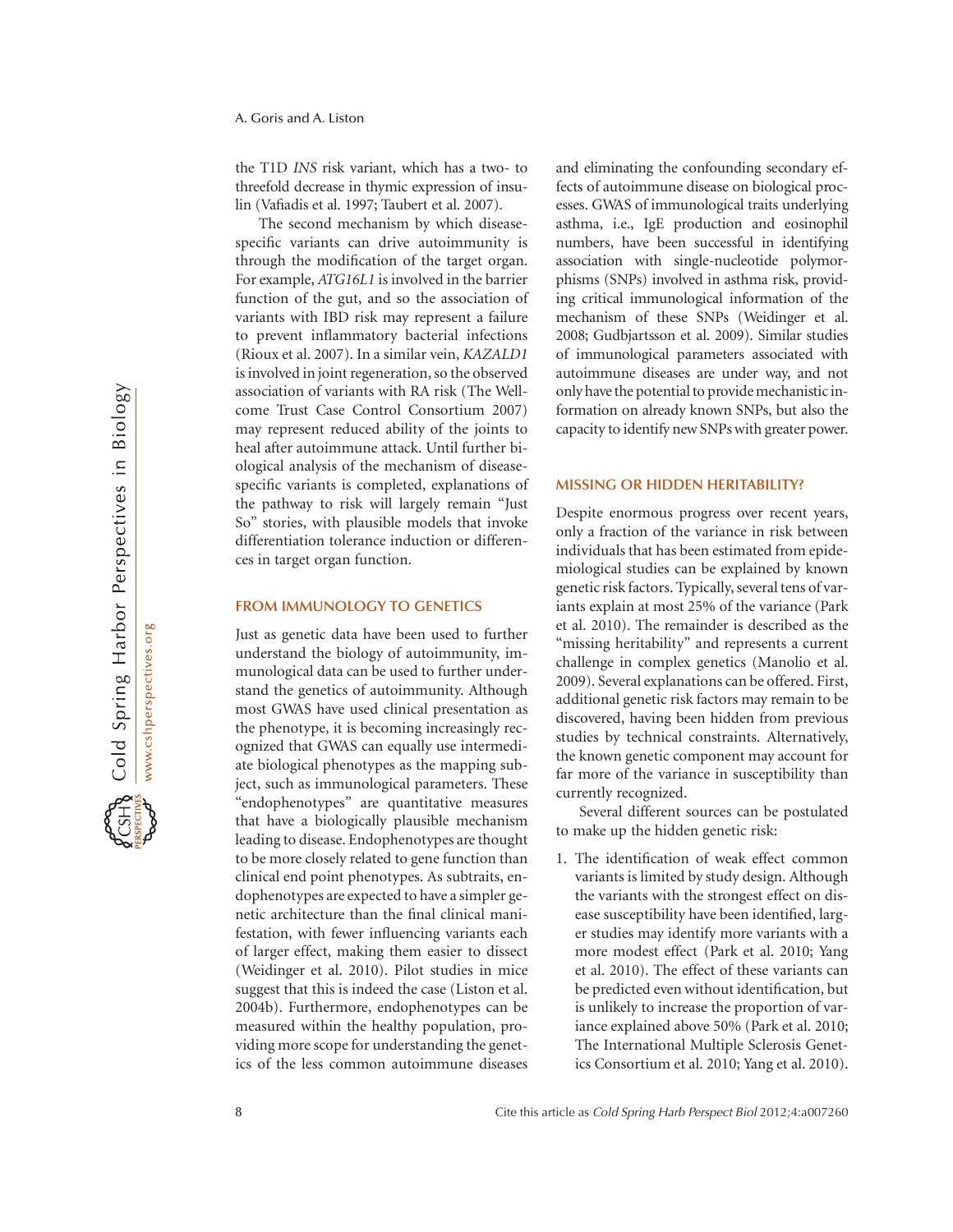the T1D *INS* risk variant, which has a two- to threefold decrease in thymic expression of insulin (Vafiadis et al. 1997; Taubert et al. 2007).

The second mechanism by which disease-specific variants can drive autoimmunity is through the modification of the target organ. For example, *ATG16L1* is involved in the barrier function of the gut, and so the association of variants with IBD risk may represent a failure to prevent inflammatory bacterial infections (Rioux et al. 2007). In a similar vein, *KAZALD1* is involved in joint regeneration, so the observed association of variants with RA risk (The Wellcome Trust Case Control Consortium 2007) may represent reduced ability of the joints to heal after autoimmune attack. Until further biological analysis of the mechanism of disease-specific variants is completed, explanations of the pathway to risk will largely remain "Just So" stories, with plausible models that invoke differentiation tolerance induction or differences in target organ function.

## FROM IMMUNOLOGY TO GENETICS

Just as genetic data have been used to further understand the biology of autoimmunity, immunological data can be used to further understand the genetics of autoimmunity. Although most GWAS have used clinical presentation as the phenotype, it is becoming increasingly recognized that GWAS can equally use intermediate biological phenotypes as the mapping subject, such as immunological parameters. These "endophenotypes" are quantitative measures that have a biologically plausible mechanism leading to disease. Endophenotypes are thought to be more closely related to gene function than clinical end point phenotypes. As subtraits, endophenotypes are expected to have a simpler genetic architecture than the final clinical manifestation, with fewer influencing variants each of larger effect, making them easier to dissect (Weidinger et al. 2010). Pilot studies in mice suggest that this is indeed the case (Liston et al. 2004b). Furthermore, endophenotypes can be measured within the healthy population, providing more scope for understanding the genetics of the less common autoimmune diseases and eliminating the confounding secondary effects of autoimmune disease on biological processes. GWAS of immunological traits underlying asthma, i.e., IgE production and eosinophil numbers, have been successful in identifying association with single-nucleotide polymorphisms (SNPs) involved in asthma risk, providing critical immunological information of the mechanism of these SNPs (Weidinger et al. 2008; Gudbjartsson et al. 2009). Similar studies of immunological parameters associated with autoimmune diseases are under way, and not only have the potential to provide mechanistic information on already known SNPs, but also the capacity to identify new SNPs with greater power.

## MISSING OR HIDDEN HERITABILITY?

Despite enormous progress over recent years, only a fraction of the variance in risk between individuals that has been estimated from epidemiological studies can be explained by known genetic risk factors. Typically, several tens of variants explain at most 25% of the variance (Park et al. 2010). The remainder is described as the "missing heritability" and represents a current challenge in complex genetics (Manolio et al. 2009). Several explanations can be offered. First, additional genetic risk factors may remain to be discovered, having been hidden from previous studies by technical constraints. Alternatively, the known genetic component may account for far more of the variance in susceptibility than currently recognized.

Several different sources can be postulated to make up the hidden genetic risk:

1. The identification of weak effect common variants is limited by study design. Although the variants with the strongest effect on disease susceptibility have been identified, larger studies may identify more variants with a more modest effect (Park et al. 2010; Yang et al. 2010). The effect of these variants can be predicted even without identification, but is unlikely to increase the proportion of variance explained above 50% (Park et al. 2010; The International Multiple Sclerosis Genetics Consortium et al. 2010; Yang et al. 2010).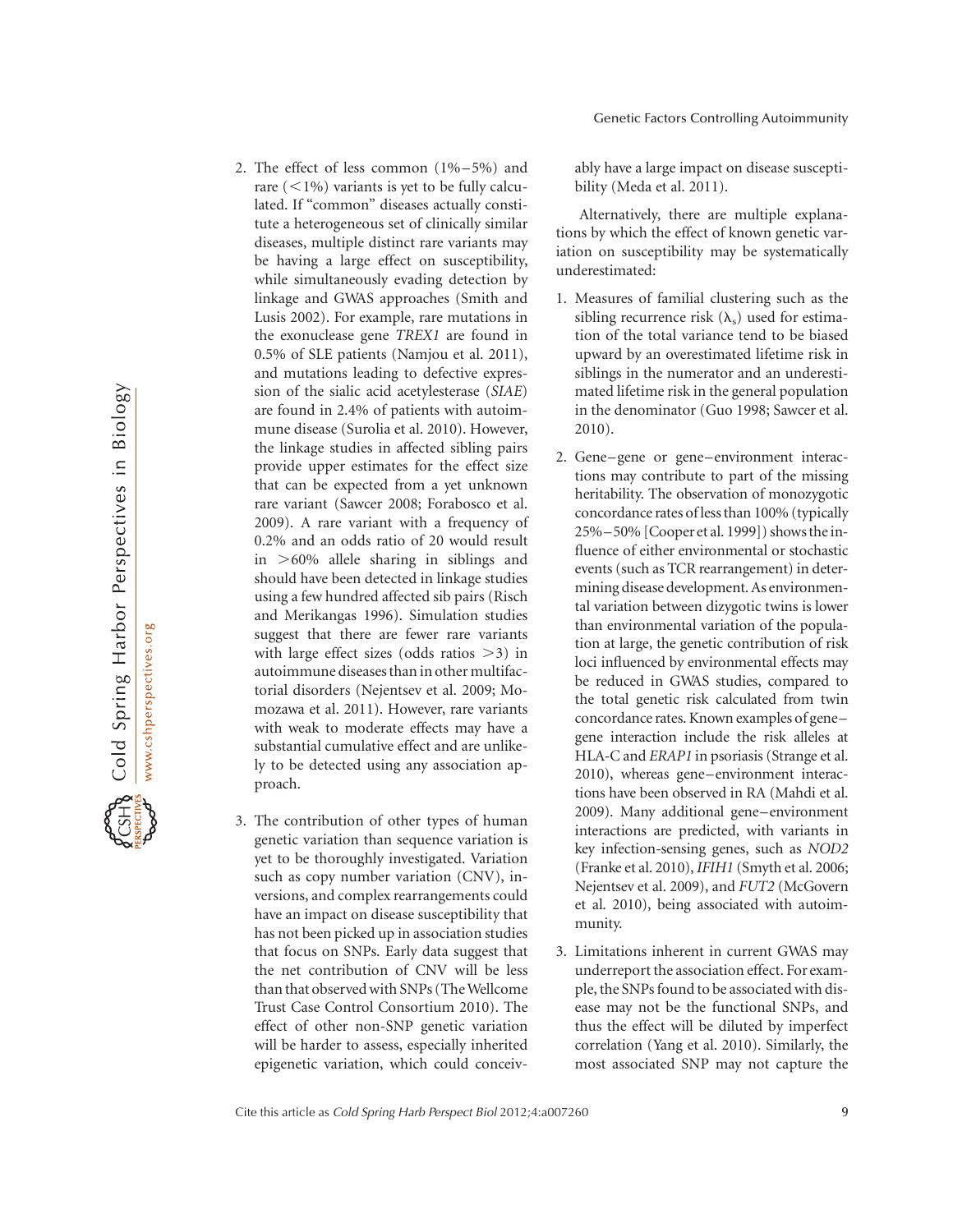2. The effect of less common (1%–5%) and rare (<1%) variants is yet to be fully calculated. If "common" diseases actually constitute a heterogeneous set of clinically similar diseases, multiple distinct rare variants may be having a large effect on susceptibility, while simultaneously evading detection by linkage and GWAS approaches (Smith and Lusis 2002). For example, rare mutations in the exonuclease gene *TREX1* are found in 0.5% of SLE patients (Namjou et al. 2011), and mutations leading to defective expression of the sialic acid acetylesterase (*SIAE*) are found in 2.4% of patients with autoimmune disease (Surolia et al. 2010). However, the linkage studies in affected sibling pairs provide upper estimates for the effect size that can be expected from a yet unknown rare variant (Sawcer 2008; Forabosco et al. 2009). A rare variant with a frequency of 0.2% and an odds ratio of 20 would result in >60% allele sharing in siblings and should have been detected in linkage studies using a few hundred affected sib pairs (Risch and Merikangas 1996). Simulation studies suggest that there are fewer rare variants with large effect sizes (odds ratios >3) in autoimmune diseases than in other multifactorial disorders (Nejentsev et al. 2009; Momozawa et al. 2011). However, rare variants with weak to moderate effects may have a substantial cumulative effect and are unlikely to be detected using any association approach.

3. The contribution of other types of human genetic variation than sequence variation is yet to be thoroughly investigated. Variation such as copy number variation (CNV), inversions, and complex rearrangements could have an impact on disease susceptibility that has not been picked up in association studies that focus on SNPs. Early data suggest that the net contribution of CNV will be less than that observed with SNPs (The Wellcome Trust Case Control Consortium 2010). The effect of other non-SNP genetic variation will be harder to assess, especially inherited epigenetic variation, which could conceivably have a large impact on disease susceptibility (Meda et al. 2011).

Alternatively, there are multiple explanations by which the effect of known genetic variation on susceptibility may be systematically underestimated:

1. Measures of familial clustering such as the sibling recurrence risk ($\lambda_s$) used for estimation of the total variance tend to be biased upward by an overestimated lifetime risk in siblings in the numerator and an underestimated lifetime risk in the general population in the denominator (Guo 1998; Sawcer et al. 2010).

2. Gene–gene or gene–environment interactions may contribute to part of the missing heritability. The observation of monozygotic concordance rates of less than 100% (typically 25%–50% [Cooper et al. 1999]) shows the influence of either environmental or stochastic events (such as TCR rearrangement) in determining disease development. As environmental variation between dizygotic twins is lower than environmental variation of the population at large, the genetic contribution of risk loci influenced by environmental effects may be reduced in GWAS studies, compared to the total genetic risk calculated from twin concordance rates. Known examples of gene–gene interaction include the risk alleles at HLA-C and *ERAP1* in psoriasis (Strange et al. 2010), whereas gene–environment interactions have been observed in RA (Mahdi et al. 2009). Many additional gene–environment interactions are predicted, with variants in key infection-sensing genes, such as *NOD2* (Franke et al. 2010), *IFIH1* (Smyth et al. 2006; Nejentsev et al. 2009), and *FUT2* (McGovern et al. 2010), being associated with autoimmunity.

3. Limitations inherent in current GWAS may underreport the association effect. For example, the SNPs found to be associated with disease may not be the functional SNPs, and thus the effect will be diluted by imperfect correlation (Yang et al. 2010). Similarly, the most associated SNP may not capture the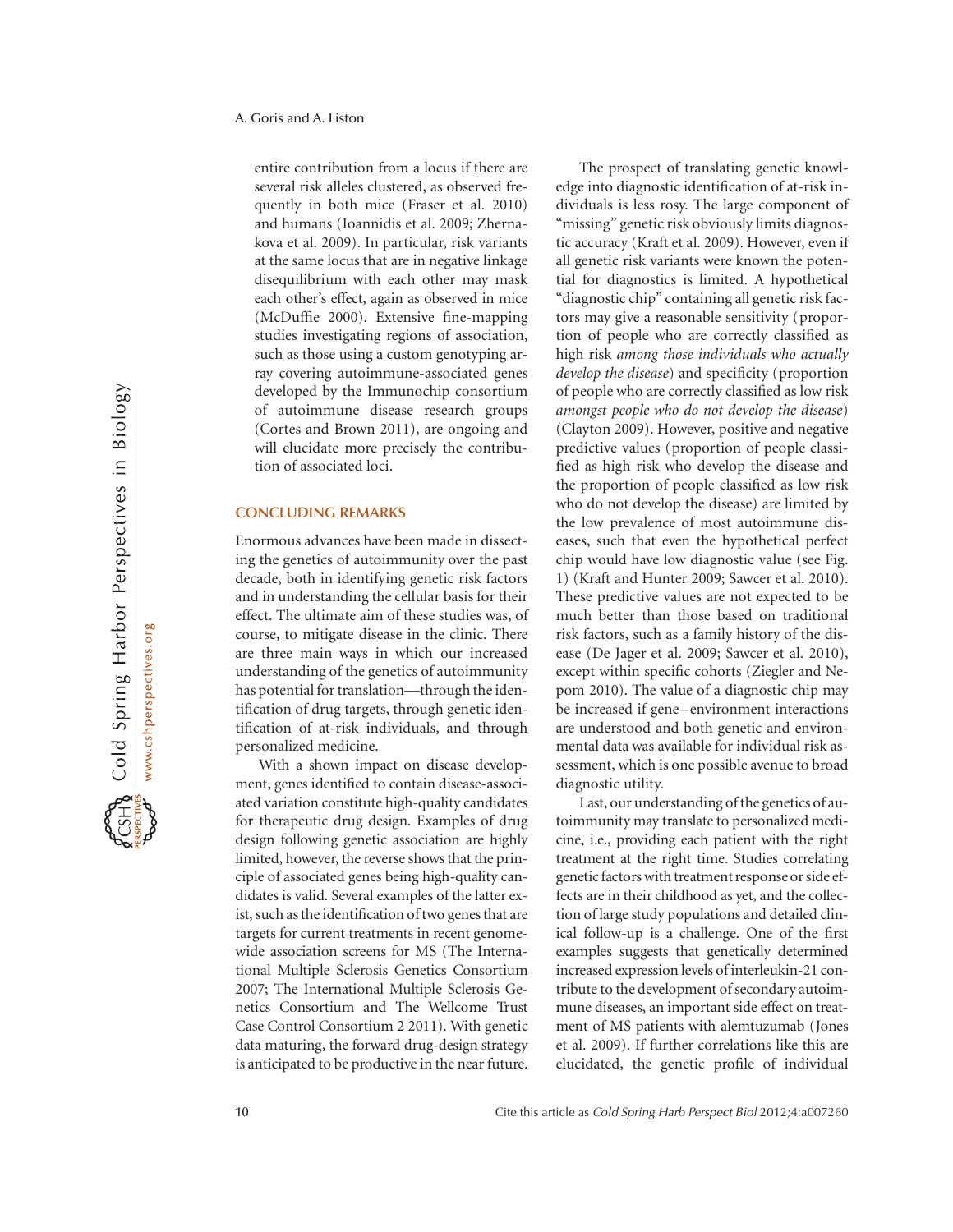entire contribution from a locus if there are several risk alleles clustered, as observed frequently in both mice (Fraser et al. 2010) and humans (Ioannidis et al. 2009; Zhernakova et al. 2009). In particular, risk variants at the same locus that are in negative linkage disequilibrium with each other may mask each other's effect, again as observed in mice (McDuffie 2000). Extensive fine-mapping studies investigating regions of association, such as those using a custom genotyping array covering autoimmune-associated genes developed by the Immunochip consortium of autoimmune disease research groups (Cortes and Brown 2011), are ongoing and will elucidate more precisely the contribution of associated loci.

## CONCLUDING REMARKS

Enormous advances have been made in dissecting the genetics of autoimmunity over the past decade, both in identifying genetic risk factors and in understanding the cellular basis for their effect. The ultimate aim of these studies was, of course, to mitigate disease in the clinic. There are three main ways in which our increased understanding of the genetics of autoimmunity has potential for translation—through the identification of drug targets, through genetic identification of at-risk individuals, and through personalized medicine.

With a shown impact on disease development, genes identified to contain disease-associated variation constitute high-quality candidates for therapeutic drug design. Examples of drug design following genetic association are highly limited, however, the reverse shows that the principle of associated genes being high-quality candidates is valid. Several examples of the latter exist, such as the identification of two genes that are targets for current treatments in recent genome-wide association screens for MS (The International Multiple Sclerosis Genetics Consortium 2007; The International Multiple Sclerosis Genetics Consortium and The Wellcome Trust Case Control Consortium 2 2011). With genetic data maturing, the forward drug-design strategy is anticipated to be productive in the near future.

The prospect of translating genetic knowledge into diagnostic identification of at-risk individuals is less rosy. The large component of "missing" genetic risk obviously limits diagnostic accuracy (Kraft et al. 2009). However, even if all genetic risk variants were known the potential for diagnostics is limited. A hypothetical "diagnostic chip" containing all genetic risk factors may give a reasonable sensitivity (proportion of people who are correctly classified as high risk *among those individuals who actually develop the disease*) and specificity (proportion of people who are correctly classified as low risk *amongst people who do not develop the disease*) (Clayton 2009). However, positive and negative predictive values (proportion of people classified as high risk who develop the disease and the proportion of people classified as low risk who do not develop the disease) are limited by the low prevalence of most autoimmune diseases, such that even the hypothetical perfect chip would have low diagnostic value (see Fig. 1) (Kraft and Hunter 2009; Sawcer et al. 2010). These predictive values are not expected to be much better than those based on traditional risk factors, such as a family history of the disease (De Jager et al. 2009; Sawcer et al. 2010), except within specific cohorts (Ziegler and Nepom 2010). The value of a diagnostic chip may be increased if gene–environment interactions are understood and both genetic and environmental data was available for individual risk assessment, which is one possible avenue to broad diagnostic utility.

Last, our understanding of the genetics of autoimmunity may translate to personalized medicine, i.e., providing each patient with the right treatment at the right time. Studies correlating genetic factors with treatment response or side effects are in their childhood as yet, and the collection of large study populations and detailed clinical follow-up is a challenge. One of the first examples suggests that genetically determined increased expression levels of interleukin-21 contribute to the development of secondary autoimmune diseases, an important side effect on treatment of MS patients with alemtuzumab (Jones et al. 2009). If further correlations like this are elucidated, the genetic profile of individual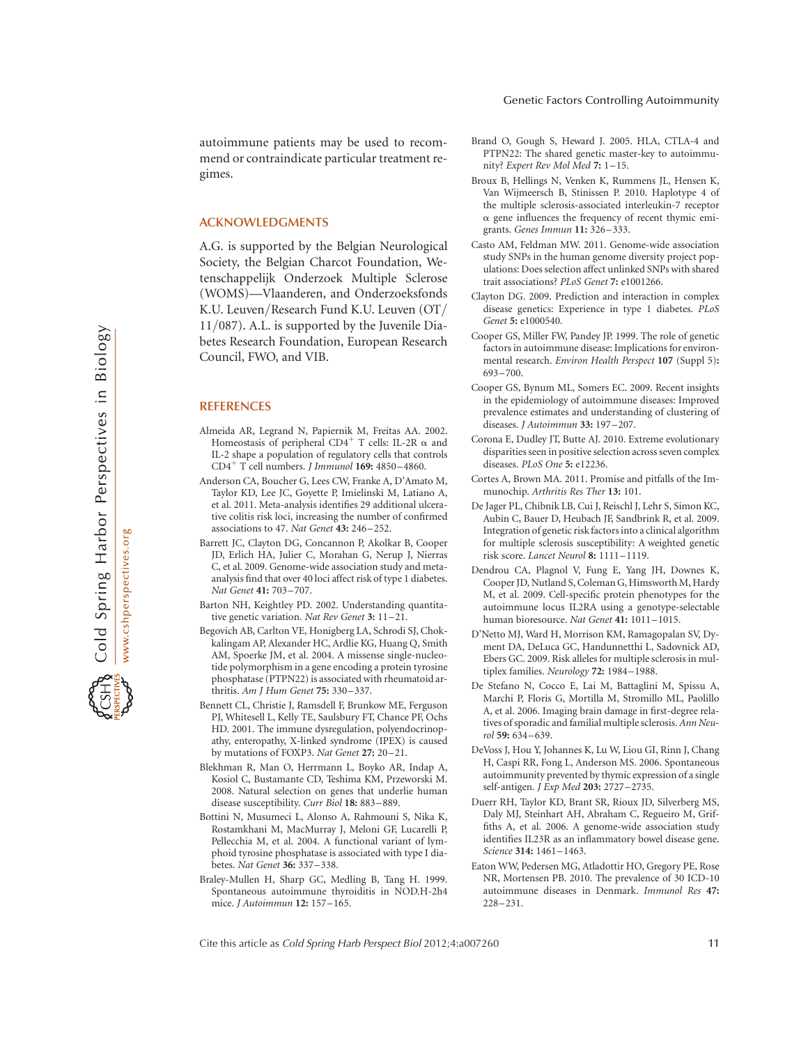autoimmune patients may be used to recommend or contraindicate particular treatment regimes.

## ACKNOWLEDGMENTS

A.G. is supported by the Belgian Neurological Society, the Belgian Charcot Foundation, Wetenschappelijk Onderzoek Multiple Sclerose (WOMS)—Vlaanderen, and Onderzoeksfonds K.U. Leuven/Research Fund K.U. Leuven (OT/11/087). A.L. is supported by the Juvenile Diabetes Research Foundation, European Research Council, FWO, and VIB.

## REFERENCES

Almeida AR, Legrand N, Papiernik M, Freitas AA. 2002. Homeostasis of peripheral $CD4^+$ T cells: IL-2R α and IL-2 shape a population of regulatory cells that controls $CD4^+$ T cell numbers. *J Immunol* **169:** 4850–4860.

Anderson CA, Boucher G, Lees CW, Franke A, D'Amato M, Taylor KD, Lee JC, Goyette P, Imielinski M, Latiano A, et al. 2011. Meta-analysis identifies 29 additional ulcerative colitis risk loci, increasing the number of confirmed associations to 47. *Nat Genet* **43:** 246–252.

Barrett JC, Clayton DG, Concannon P, Akolkar B, Cooper JD, Erlich HA, Julier C, Morahan G, Nerup J, Nierras C, et al. 2009. Genome-wide association study and meta-analysis find that over 40 loci affect risk of type 1 diabetes. *Nat Genet* **41:** 703–707.

Barton NH, Keightley PD. 2002. Understanding quantitative genetic variation. *Nat Rev Genet* **3:** 11–21.

Begovich AB, Carlton VE, Honigberg LA, Schrodi SJ, Chokkalingam AP, Alexander HC, Ardlie KG, Huang Q, Smith AM, Spoerke JM, et al. 2004. A missense single-nucleotide polymorphism in a gene encoding a protein tyrosine phosphatase (PTPN22) is associated with rheumatoid arthritis. *Am J Hum Genet* **75:** 330–337.

Bennett CL, Christie J, Ramsdell F, Brunkow ME, Ferguson PJ, Whitesell L, Kelly TE, Saulsbury FT, Chance PF, Ochs HD. 2001. The immune dysregulation, polyendocrinopathy, enteropathy, X-linked syndrome (IPEX) is caused by mutations of FOXP3. *Nat Genet* **27:** 20–21.

Blekhman R, Man O, Herrmann L, Boyko AR, Indap A, Kosiol C, Bustamante CD, Teshima KM, Przeworski M. 2008. Natural selection on genes that underlie human disease susceptibility. *Curr Biol* **18:** 883–889.

Bottini N, Musumeci L, Alonso A, Rahmouni S, Nika K, Rostamkhani M, MacMurray J, Meloni GF, Lucarelli P, Pellecchia M, et al. 2004. A functional variant of lymphoid tyrosine phosphatase is associated with type I diabetes. *Nat Genet* **36:** 337–338.

Braley-Mullen H, Sharp GC, Medling B, Tang H. 1999. Spontaneous autoimmune thyroiditis in NOD.H-2h4 mice. *J Autoimmun* **12:** 157–165.

Brand O, Gough S, Heward J. 2005. HLA, CTLA-4 and PTPN22: The shared genetic master-key to autoimmunity? *Expert Rev Mol Med* **7:** 1–15.

Broux B, Hellings N, Venken K, Rummens JL, Hensen K, Van Wijmeersch B, Stinissen P. 2010. Haplotype 4 of the multiple sclerosis-associated interleukin-7 receptor α gene influences the frequency of recent thymic emigrants. *Genes Immun* **11:** 326–333.

Casto AM, Feldman MW. 2011. Genome-wide association study SNPs in the human genome diversity project populations: Does selection affect unlinked SNPs with shared trait associations? *PLoS Genet* **7:** e1001266.

Clayton DG. 2009. Prediction and interaction in complex disease genetics: Experience in type 1 diabetes. *PLoS Genet* **5:** e1000540.

Cooper GS, Miller FW, Pandey JP. 1999. The role of genetic factors in autoimmune disease: Implications for environmental research. *Environ Health Perspect* **107** (Suppl 5)**:** 693–700.

Cooper GS, Bynum ML, Somers EC. 2009. Recent insights in the epidemiology of autoimmune diseases: Improved prevalence estimates and understanding of clustering of diseases. *J Autoimmun* **33:** 197–207.

Corona E, Dudley JT, Butte AJ. 2010. Extreme evolutionary disparities seen in positive selection across seven complex diseases. *PLoS One* **5:** e12236.

Cortes A, Brown MA. 2011. Promise and pitfalls of the Immunochip. *Arthritis Res Ther* **13:** 101.

De Jager PL, Chibnik LB, Cui J, Reischl J, Lehr S, Simon KC, Aubin C, Bauer D, Heubach JF, Sandbrink R, et al. 2009. Integration of genetic risk factors into a clinical algorithm for multiple sclerosis susceptibility: A weighted genetic risk score. *Lancet Neurol* **8:** 1111–1119.

Dendrou CA, Plagnol V, Fung E, Yang JH, Downes K, Cooper JD, Nutland S, Coleman G, Himsworth M, Hardy M, et al. 2009. Cell-specific protein phenotypes for the autoimmune locus IL2RA using a genotype-selectable human bioresource. *Nat Genet* **41:** 1011–1015.

D'Netto MJ, Ward H, Morrison KM, Ramagopalan SV, Dyment DA, DeLuca GC, Handunnetthi L, Sadovnick AD, Ebers GC. 2009. Risk alleles for multiple sclerosis in multiplex families. *Neurology* **72:** 1984–1988.

De Stefano N, Cocco E, Lai M, Battaglini M, Spissu A, Marchi P, Floris G, Mortilla M, Stromillo ML, Paolillo A, et al. 2006. Imaging brain damage in first-degree relatives of sporadic and familial multiple sclerosis. *Ann Neurol* **59:** 634–639.

DeVoss J, Hou Y, Johannes K, Lu W, Liou GI, Rinn J, Chang H, Caspi RR, Fong L, Anderson MS. 2006. Spontaneous autoimmunity prevented by thymic expression of a single self-antigen. *J Exp Med* **203:** 2727–2735.

Duerr RH, Taylor KD, Brant SR, Rioux JD, Silverberg MS, Daly MJ, Steinhart AH, Abraham C, Regueiro M, Griffiths A, et al. 2006. A genome-wide association study identifies IL23R as an inflammatory bowel disease gene. *Science* **314:** 1461–1463.

Eaton WW, Pedersen MG, Atladottir HO, Gregory PE, Rose NR, Mortensen PB. 2010. The prevalence of 30 ICD-10 autoimmune diseases in Denmark. *Immunol Res* **47:** 228–231.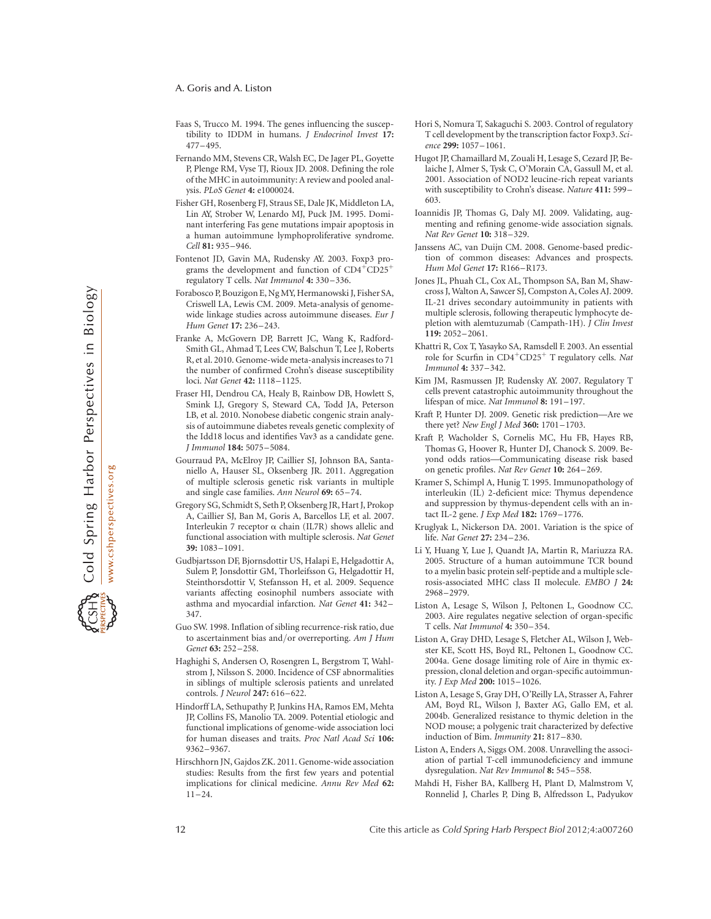Faas S, Trucco M. 1994. The genes influencing the susceptibility to IDDM in humans. *J Endocrinol Invest* **17:** 477–495.

Fernando MM, Stevens CR, Walsh EC, De Jager PL, Goyette P, Plenge RM, Vyse TJ, Rioux JD. 2008. Defining the role of the MHC in autoimmunity: A review and pooled analysis. *PLoS Genet* **4:** e1000024.

Fisher GH, Rosenberg FJ, Straus SE, Dale JK, Middleton LA, Lin AY, Strober W, Lenardo MJ, Puck JM. 1995. Dominant interfering Fas gene mutations impair apoptosis in a human autoimmune lymphoproliferative syndrome. *Cell* **81:** 935–946.

Fontenot JD, Gavin MA, Rudensky AY. 2003. Foxp3 programs the development and function of $CD4^+CD25^+$ regulatory T cells. *Nat Immunol* **4:** 330–336.

Forabosco P, Bouzigon E, Ng MY, Hermanowski J, Fisher SA, Criswell LA, Lewis CM. 2009. Meta-analysis of genome-wide linkage studies across autoimmune diseases. *Eur J Hum Genet* **17:** 236–243.

Franke A, McGovern DP, Barrett JC, Wang K, Radford-Smith GL, Ahmad T, Lees CW, Balschun T, Lee J, Roberts R, et al. 2010. Genome-wide meta-analysis increases to 71 the number of confirmed Crohn's disease susceptibility loci. *Nat Genet* **42:** 1118–1125.

Fraser HI, Dendrou CA, Healy B, Rainbow DB, Howlett S, Smink LJ, Gregory S, Steward CA, Todd JA, Peterson LB, et al. 2010. Nonobese diabetic congenic strain analysis of autoimmune diabetes reveals genetic complexity of the Idd18 locus and identifies Vav3 as a candidate gene. *J Immunol* **184:** 5075–5084.

Gourraud PA, McElroy JP, Caillier SJ, Johnson BA, Santaniello A, Hauser SL, Oksenberg JR. 2011. Aggregation of multiple sclerosis genetic risk variants in multiple and single case families. *Ann Neurol* **69:** 65–74.

Gregory SG, Schmidt S, Seth P, Oksenberg JR, Hart J, Prokop A, Caillier SJ, Ban M, Goris A, Barcellos LF, et al. 2007. Interleukin 7 receptor α chain (IL7R) shows allelic and functional association with multiple sclerosis. *Nat Genet* **39:** 1083–1091.

Gudbjartsson DF, Bjornsdottir US, Halapi E, Helgadottir A, Sulem P, Jonsdottir GM, Thorleifsson G, Helgadottir H, Steinthorsdottir V, Stefansson H, et al. 2009. Sequence variants affecting eosinophil numbers associate with asthma and myocardial infarction. *Nat Genet* **41:** 342–347.

Guo SW. 1998. Inflation of sibling recurrence-risk ratio, due to ascertainment bias and/or overreporting. *Am J Hum Genet* **63:** 252–258.

Haghighi S, Andersen O, Rosengren L, Bergstrom T, Wahlstrom J, Nilsson S. 2000. Incidence of CSF abnormalities in siblings of multiple sclerosis patients and unrelated controls. *J Neurol* **247:** 616–622.

Hindorff LA, Sethupathy P, Junkins HA, Ramos EM, Mehta JP, Collins FS, Manolio TA. 2009. Potential etiologic and functional implications of genome-wide association loci for human diseases and traits. *Proc Natl Acad Sci* **106:** 9362–9367.

Hirschhorn JN, Gajdos ZK. 2011. Genome-wide association studies: Results from the first few years and potential implications for clinical medicine. *Annu Rev Med* **62:** 11–24.

Hori S, Nomura T, Sakaguchi S. 2003. Control of regulatory T cell development by the transcription factor Foxp3. *Science* **299:** 1057–1061.

Hugot JP, Chamaillard M, Zouali H, Lesage S, Cezard JP, Belaiche J, Almer S, Tysk C, O'Morain CA, Gassull M, et al. 2001. Association of NOD2 leucine-rich repeat variants with susceptibility to Crohn's disease. *Nature* **411:** 599–603.

Ioannidis JP, Thomas G, Daly MJ. 2009. Validating, augmenting and refining genome-wide association signals. *Nat Rev Genet* **10:** 318–329.

Janssens AC, van Duijn CM. 2008. Genome-based prediction of common diseases: Advances and prospects. *Hum Mol Genet* **17:** R166–R173.

Jones JL, Phuah CL, Cox AL, Thompson SA, Ban M, Shawcross J, Walton A, Sawcer SJ, Compston A, Coles AJ. 2009. IL-21 drives secondary autoimmunity in patients with multiple sclerosis, following therapeutic lymphocyte depletion with alemtuzumab (Campath-1H). *J Clin Invest* **119:** 2052–2061.

Khattri R, Cox T, Yasayko SA, Ramsdell F. 2003. An essential role for Scurfin in $CD4^+CD25^+$ T regulatory cells. *Nat Immunol* **4:** 337–342.

Kim JM, Rasmussen JP, Rudensky AY. 2007. Regulatory T cells prevent catastrophic autoimmunity throughout the lifespan of mice. *Nat Immunol* **8:** 191–197.

Kraft P, Hunter DJ. 2009. Genetic risk prediction—Are we there yet? *New Engl J Med* **360:** 1701–1703.

Kraft P, Wacholder S, Cornelis MC, Hu FB, Hayes RB, Thomas G, Hoover R, Hunter DJ, Chanock S. 2009. Beyond odds ratios—Communicating disease risk based on genetic profiles. *Nat Rev Genet* **10:** 264–269.

Kramer S, Schimpl A, Hunig T. 1995. Immunopathology of interleukin (IL) 2-deficient mice: Thymus dependence and suppression by thymus-dependent cells with an intact IL-2 gene. *J Exp Med* **182:** 1769–1776.

Kruglyak L, Nickerson DA. 2001. Variation is the spice of life. *Nat Genet* **27:** 234–236.

Li Y, Huang Y, Lue J, Quandt JA, Martin R, Mariuzza RA. 2005. Structure of a human autoimmune TCR bound to a myelin basic protein self-peptide and a multiple sclerosis-associated MHC class II molecule. *EMBO J* **24:** 2968–2979.

Liston A, Lesage S, Wilson J, Peltonen L, Goodnow CC. 2003. Aire regulates negative selection of organ-specific T cells. *Nat Immunol* **4:** 350–354.

Liston A, Gray DHD, Lesage S, Fletcher AL, Wilson J, Webster KE, Scott HS, Boyd RL, Peltonen L, Goodnow CC. 2004a. Gene dosage limiting role of Aire in thymic expression, clonal deletion and organ-specific autoimmunity. *J Exp Med* **200:** 1015–1026.

Liston A, Lesage S, Gray DH, O'Reilly LA, Strasser A, Fahrer AM, Boyd RL, Wilson J, Baxter AG, Gallo EM, et al. 2004b. Generalized resistance to thymic deletion in the NOD mouse; a polygenic trait characterized by defective induction of Bim. *Immunity* **21:** 817–830.

Liston A, Enders A, Siggs OM. 2008. Unravelling the association of partial T-cell immunodeficiency and immune dysregulation. *Nat Rev Immunol* **8:** 545–558.

Mahdi H, Fisher BA, Kallberg H, Plant D, Malmstrom V, Ronnelid J, Charles P, Ding B, Alfredsson L, Padyukov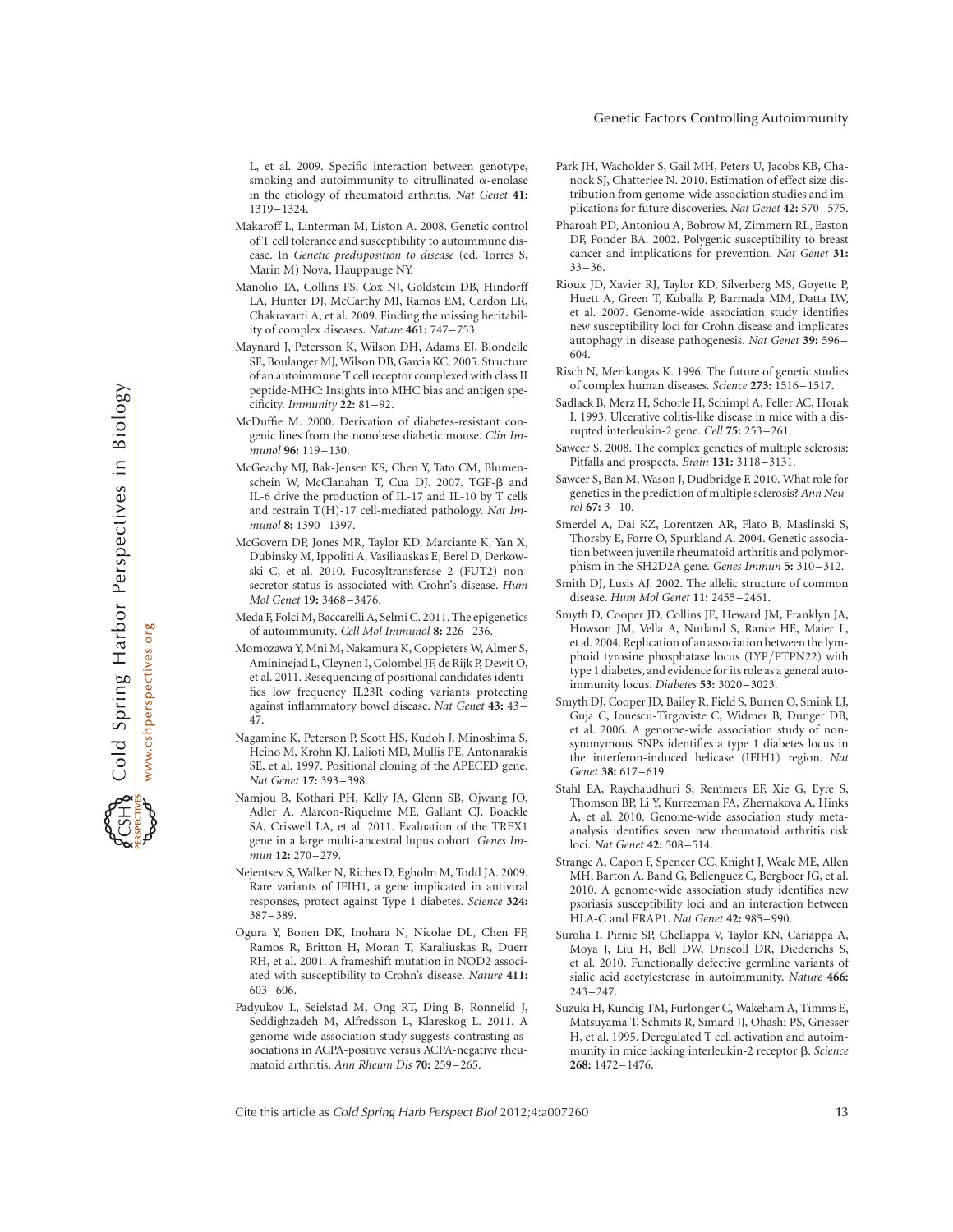L, et al. 2009. Specific interaction between genotype, smoking and autoimmunity to citrullinated α-enolase in the etiology of rheumatoid arthritis. *Nat Genet* **41:** 1319–1324.

Makaroff L, Linterman M, Liston A. 2008. Genetic control of T cell tolerance and susceptibility to autoimmune disease. In *Genetic predisposition to disease* (ed. Torres S, Marin M) Nova, Hauppauge NY.

Manolio TA, Collins FS, Cox NJ, Goldstein DB, Hindorff LA, Hunter DJ, McCarthy MI, Ramos EM, Cardon LR, Chakravarti A, et al. 2009. Finding the missing heritability of complex diseases. *Nature* **461:** 747–753.

Maynard J, Petersson K, Wilson DH, Adams EJ, Blondelle SE, Boulanger MJ, Wilson DB, Garcia KC. 2005. Structure of an autoimmune T cell receptor complexed with class II peptide-MHC: Insights into MHC bias and antigen specificity. *Immunity* **22:** 81–92.

McDuffie M. 2000. Derivation of diabetes-resistant congenic lines from the nonobese diabetic mouse. *Clin Immunol* **96:** 119–130.

McGeachy MJ, Bak-Jensen KS, Chen Y, Tato CM, Blumenschein W, McClanahan T, Cua DJ. 2007. TGF-β and IL-6 drive the production of IL-17 and IL-10 by T cells and restrain T(H)-17 cell-mediated pathology. *Nat Immunol* **8:** 1390–1397.

McGovern DP, Jones MR, Taylor KD, Marciante K, Yan X, Dubinsky M, Ippoliti A, Vasiliauskas E, Berel D, Derkowski C, et al. 2010. Fucosyltransferase 2 (FUT2) non-secretor status is associated with Crohn's disease. *Hum Mol Genet* **19:** 3468–3476.

Meda F, Folci M, Baccarelli A, Selmi C. 2011. The epigenetics of autoimmunity. *Cell Mol Immunol* **8:** 226–236.

Momozawa Y, Mni M, Nakamura K, Coppieters W, Almer S, Amininejad L, Cleynen I, Colombel JF, de Rijk P, Dewit O, et al. 2011. Resequencing of positional candidates identifies low frequency IL23R coding variants protecting against inflammatory bowel disease. *Nat Genet* **43:** 43–47.

Nagamine K, Peterson P, Scott HS, Kudoh J, Minoshima S, Heino M, Krohn KJ, Lalioti MD, Mullis PE, Antonarakis SE, et al. 1997. Positional cloning of the APECED gene. *Nat Genet* **17:** 393–398.

Namjou B, Kothari PH, Kelly JA, Glenn SB, Ojwang JO, Adler A, Alarcon-Riquelme ME, Gallant CJ, Boackle SA, Criswell LA, et al. 2011. Evaluation of the TREX1 gene in a large multi-ancestral lupus cohort. *Genes Immun* **12:** 270–279.

Nejentsev S, Walker N, Riches D, Egholm M, Todd JA. 2009. Rare variants of IFIH1, a gene implicated in antiviral responses, protect against Type 1 diabetes. *Science* **324:** 387–389.

Ogura Y, Bonen DK, Inohara N, Nicolae DL, Chen FF, Ramos R, Britton H, Moran T, Karaliuskas R, Duerr RH, et al. 2001. A frameshift mutation in NOD2 associated with susceptibility to Crohn's disease. *Nature* **411:** 603–606.

Padyukov L, Seielstad M, Ong RT, Ding B, Ronnelid J, Seddighzadeh M, Alfredsson L, Klareskog L. 2011. A genome-wide association study suggests contrasting associations in ACPA-positive versus ACPA-negative rheumatoid arthritis. *Ann Rheum Dis* **70:** 259–265.

Park JH, Wacholder S, Gail MH, Peters U, Jacobs KB, Chanock SJ, Chatterjee N. 2010. Estimation of effect size distribution from genome-wide association studies and implications for future discoveries. *Nat Genet* **42:** 570–575.

Pharoah PD, Antoniou A, Bobrow M, Zimmern RL, Easton DF, Ponder BA. 2002. Polygenic susceptibility to breast cancer and implications for prevention. *Nat Genet* **31:** 33–36.

Rioux JD, Xavier RJ, Taylor KD, Silverberg MS, Goyette P, Huett A, Green T, Kuballa P, Barmada MM, Datta LW, et al. 2007. Genome-wide association study identifies new susceptibility loci for Crohn disease and implicates autophagy in disease pathogenesis. *Nat Genet* **39:** 596–604.

Risch N, Merikangas K. 1996. The future of genetic studies of complex human diseases. *Science* **273:** 1516–1517.

Sadlack B, Merz H, Schorle H, Schimpl A, Feller AC, Horak I. 1993. Ulcerative colitis-like disease in mice with a disrupted interleukin-2 gene. *Cell* **75:** 253–261.

Sawcer S. 2008. The complex genetics of multiple sclerosis: Pitfalls and prospects. *Brain* **131:** 3118–3131.

Sawcer S, Ban M, Wason J, Dudbridge F. 2010. What role for genetics in the prediction of multiple sclerosis? *Ann Neurol* **67:** 3–10.

Smerdel A, Dai KZ, Lorentzen AR, Flato B, Maslinski S, Thorsby E, Forre O, Spurkland A. 2004. Genetic association between juvenile rheumatoid arthritis and polymorphism in the SH2D2A gene. *Genes Immun* **5:** 310–312.

Smith DJ, Lusis AJ. 2002. The allelic structure of common disease. *Hum Mol Genet* **11:** 2455–2461.

Smyth D, Cooper JD, Collins JE, Heward JM, Franklyn JA, Howson JM, Vella A, Nutland S, Rance HE, Maier L, et al. 2004. Replication of an association between the lymphoid tyrosine phosphatase locus (LYP/PTPN22) with type 1 diabetes, and evidence for its role as a general autoimmunity locus. *Diabetes* **53:** 3020–3023.

Smyth DJ, Cooper JD, Bailey R, Field S, Burren O, Smink LJ, Guja C, Ionescu-Tirgoviste C, Widmer B, Dunger DB, et al. 2006. A genome-wide association study of nonsynonymous SNPs identifies a type 1 diabetes locus in the interferon-induced helicase (IFIH1) region. *Nat Genet* **38:** 617–619.

Stahl EA, Raychaudhuri S, Remmers EF, Xie G, Eyre S, Thomson BP, Li Y, Kurreeman FA, Zhernakova A, Hinks A, et al. 2010. Genome-wide association study meta-analysis identifies seven new rheumatoid arthritis risk loci. *Nat Genet* **42:** 508–514.

Strange A, Capon F, Spencer CC, Knight J, Weale ME, Allen MH, Barton A, Band G, Bellenguez C, Bergboer JG, et al. 2010. A genome-wide association study identifies new psoriasis susceptibility loci and an interaction between HLA-C and ERAP1. *Nat Genet* **42:** 985–990.

Surolia I, Pirnie SP, Chellappa V, Taylor KN, Cariappa A, Moya J, Liu H, Bell DW, Driscoll DR, Diederichs S, et al. 2010. Functionally defective germline variants of sialic acid acetylesterase in autoimmunity. *Nature* **466:** 243–247.

Suzuki H, Kundig TM, Furlonger C, Wakeham A, Timms E, Matsuyama T, Schmits R, Simard JJ, Ohashi PS, Griesser H, et al. 1995. Deregulated T cell activation and autoimmunity in mice lacking interleukin-2 receptor β. *Science* **268:** 1472–1476.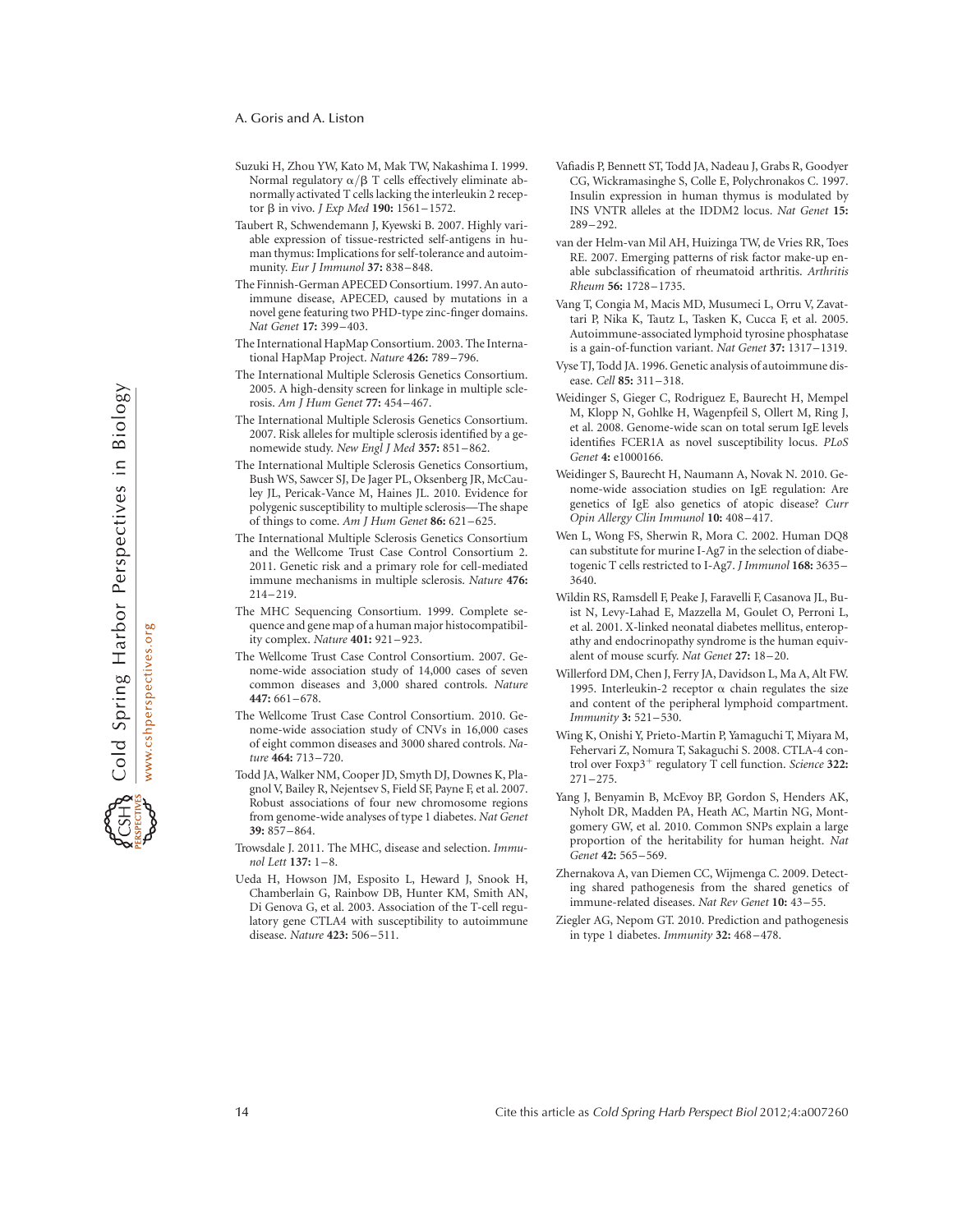Suzuki H, Zhou YW, Kato M, Mak TW, Nakashima I. 1999. Normal regulatory $\alpha/\beta$ T cells effectively eliminate abnormally activated T cells lacking the interleukin 2 receptor $\beta$ in vivo. *J Exp Med* **190:** 1561–1572.

Taubert R, Schwendemann J, Kyewski B. 2007. Highly variable expression of tissue-restricted self-antigens in human thymus: Implications for self-tolerance and autoimmunity. *Eur J Immunol* **37:** 838–848.

The Finnish-German APECED Consortium. 1997. An autoimmune disease, APECED, caused by mutations in a novel gene featuring two PHD-type zinc-finger domains. *Nat Genet* **17:** 399–403.

The International HapMap Consortium. 2003. The International HapMap Project. *Nature* **426:** 789–796.

The International Multiple Sclerosis Genetics Consortium. 2005. A high-density screen for linkage in multiple sclerosis. *Am J Hum Genet* **77:** 454–467.

The International Multiple Sclerosis Genetics Consortium. 2007. Risk alleles for multiple sclerosis identified by a genomewide study. *New Engl J Med* **357:** 851–862.

The International Multiple Sclerosis Genetics Consortium, Bush WS, Sawcer SJ, De Jager PL, Oksenberg JR, McCauley JL, Pericak-Vance M, Haines JL. 2010. Evidence for polygenic susceptibility to multiple sclerosis—The shape of things to come. *Am J Hum Genet* **86:** 621–625.

The International Multiple Sclerosis Genetics Consortium and the Wellcome Trust Case Control Consortium 2. 2011. Genetic risk and a primary role for cell-mediated immune mechanisms in multiple sclerosis. *Nature* **476:** 214–219.

The MHC Sequencing Consortium. 1999. Complete sequence and gene map of a human major histocompatibility complex. *Nature* **401:** 921–923.

The Wellcome Trust Case Control Consortium. 2007. Genome-wide association study of 14,000 cases of seven common diseases and 3,000 shared controls. *Nature* **447:** 661–678.

The Wellcome Trust Case Control Consortium. 2010. Genome-wide association study of CNVs in 16,000 cases of eight common diseases and 3000 shared controls. *Nature* **464:** 713–720.

Todd JA, Walker NM, Cooper JD, Smyth DJ, Downes K, Plagnol V, Bailey R, Nejentsev S, Field SF, Payne F, et al. 2007. Robust associations of four new chromosome regions from genome-wide analyses of type 1 diabetes. *Nat Genet* **39:** 857–864.

Trowsdale J. 2011. The MHC, disease and selection. *Immunol Lett* **137:** 1–8.

Ueda H, Howson JM, Esposito L, Heward J, Snook H, Chamberlain G, Rainbow DB, Hunter KM, Smith AN, Di Genova G, et al. 2003. Association of the T-cell regulatory gene CTLA4 with susceptibility to autoimmune disease. *Nature* **423:** 506–511.

Vafiadis P, Bennett ST, Todd JA, Nadeau J, Grabs R, Goodyer CG, Wickramasinghe S, Colle E, Polychronakos C. 1997. Insulin expression in human thymus is modulated by INS VNTR alleles at the IDDM2 locus. *Nat Genet* **15:** 289–292.

van der Helm-van Mil AH, Huizinga TW, de Vries RR, Toes RE. 2007. Emerging patterns of risk factor make-up enable subclassification of rheumatoid arthritis. *Arthritis Rheum* **56:** 1728–1735.

Vang T, Congia M, Macis MD, Musumeci L, Orru V, Zavattari P, Nika K, Tautz L, Tasken K, Cucca F, et al. 2005. Autoimmune-associated lymphoid tyrosine phosphatase is a gain-of-function variant. *Nat Genet* **37:** 1317–1319.

Vyse TJ, Todd JA. 1996. Genetic analysis of autoimmune disease. *Cell* **85:** 311–318.

Weidinger S, Gieger C, Rodriguez E, Baurecht H, Mempel M, Klopp N, Gohlke H, Wagenpfeil S, Ollert M, Ring J, et al. 2008. Genome-wide scan on total serum IgE levels identifies FCER1A as novel susceptibility locus. *PLoS Genet* **4:** e1000166.

Weidinger S, Baurecht H, Naumann A, Novak N. 2010. Genome-wide association studies on IgE regulation: Are genetics of IgE also genetics of atopic disease? *Curr Opin Allergy Clin Immunol* **10:** 408–417.

Wen L, Wong FS, Sherwin R, Mora C. 2002. Human DQ8 can substitute for murine I-Ag7 in the selection of diabetogenic T cells restricted to I-Ag7. *J Immunol* **168:** 3635–3640.

Wildin RS, Ramsdell F, Peake J, Faravelli F, Casanova JL, Buist N, Levy-Lahad E, Mazzella M, Goulet O, Perroni L, et al. 2001. X-linked neonatal diabetes mellitus, enteropathy and endocrinopathy syndrome is the human equivalent of mouse scurfy. *Nat Genet* **27:** 18–20.

Willerford DM, Chen J, Ferry JA, Davidson L, Ma A, Alt FW. 1995. Interleukin-2 receptor $\alpha$ chain regulates the size and content of the peripheral lymphoid compartment. *Immunity* **3:** 521–530.

Wing K, Onishi Y, Prieto-Martin P, Yamaguchi T, Miyara M, Fehervari Z, Nomura T, Sakaguchi S. 2008. CTLA-4 control over Foxp3$^{+}$ regulatory T cell function. *Science* **322:** 271–275.

Yang J, Benyamin B, McEvoy BP, Gordon S, Henders AK, Nyholt DR, Madden PA, Heath AC, Martin NG, Montgomery GW, et al. 2010. Common SNPs explain a large proportion of the heritability for human height. *Nat Genet* **42:** 565–569.

Zhernakova A, van Diemen CC, Wijmenga C. 2009. Detecting shared pathogenesis from the shared genetics of immune-related diseases. *Nat Rev Genet* **10:** 43–55.

Ziegler AG, Nepom GT. 2010. Prediction and pathogenesis in type 1 diabetes. *Immunity* **32:** 468–478.